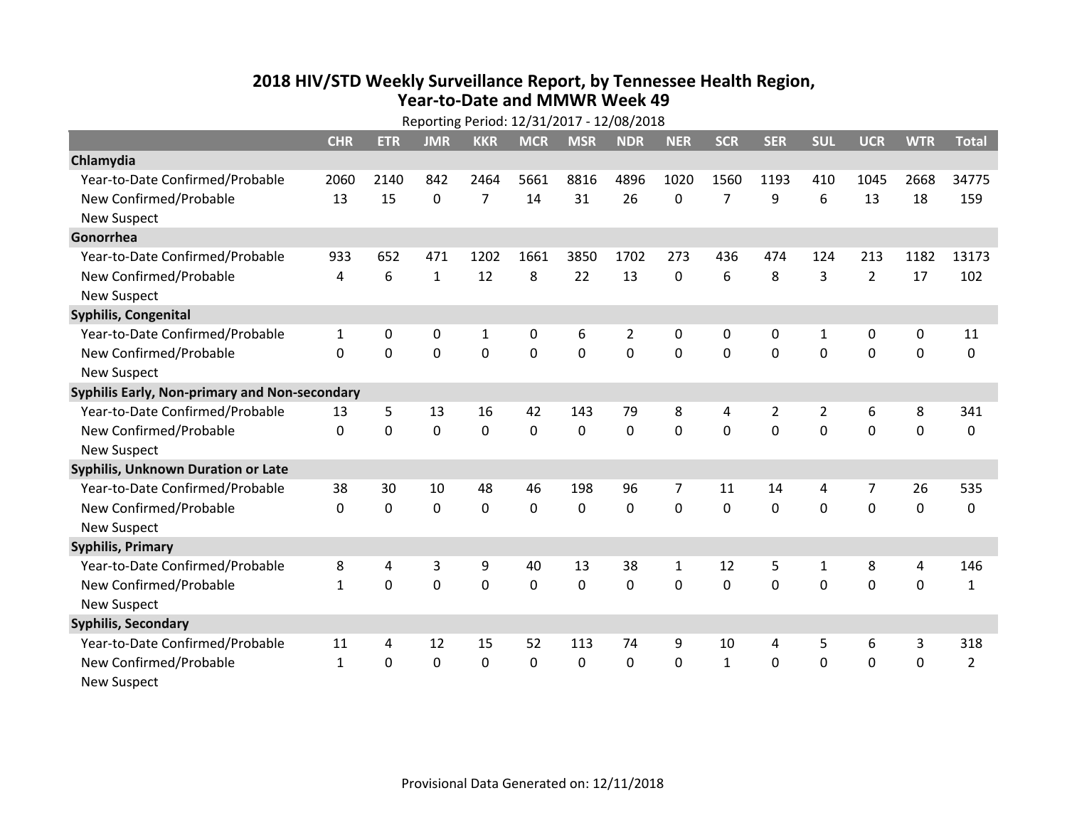# 2018 HIV/STD Weekly Surveillance Report, by Tennessee Health Region, Year-to-Date and MMWR Week 49

Reporting Period: 12/31/2017 - 12/08/2018

| | CHR | ETR | JMR | KKR | MCR | MSR | NDR | NER | SCR | SER | SUL | UCR | WTR | Total |
|---|---|---|---|---|---|---|---|---|---|---|---|---|---|---|
| **Chlamydia** | | | | | | | | | | | | | | |
| Year-to-Date Confirmed/Probable | 2060 | 2140 | 842 | 2464 | 5661 | 8816 | 4896 | 1020 | 1560 | 1193 | 410 | 1045 | 2668 | 34775 |
| New Confirmed/Probable | 13 | 15 | 0 | 7 | 14 | 31 | 26 | 0 | 7 | 9 | 6 | 13 | 18 | 159 |
| New Suspect | | | | | | | | | | | | | | |
| **Gonorrhea** | | | | | | | | | | | | | | |
| Year-to-Date Confirmed/Probable | 933 | 652 | 471 | 1202 | 1661 | 3850 | 1702 | 273 | 436 | 474 | 124 | 213 | 1182 | 13173 |
| New Confirmed/Probable | 4 | 6 | 1 | 12 | 8 | 22 | 13 | 0 | 6 | 8 | 3 | 2 | 17 | 102 |
| New Suspect | | | | | | | | | | | | | | |
| **Syphilis, Congenital** | | | | | | | | | | | | | | |
| Year-to-Date Confirmed/Probable | 1 | 0 | 0 | 1 | 0 | 6 | 2 | 0 | 0 | 0 | 1 | 0 | 0 | 11 |
| New Confirmed/Probable | 0 | 0 | 0 | 0 | 0 | 0 | 0 | 0 | 0 | 0 | 0 | 0 | 0 | 0 |
| New Suspect | | | | | | | | | | | | | | |
| **Syphilis Early, Non-primary and Non-secondary** | | | | | | | | | | | | | | |
| Year-to-Date Confirmed/Probable | 13 | 5 | 13 | 16 | 42 | 143 | 79 | 8 | 4 | 2 | 2 | 6 | 8 | 341 |
| New Confirmed/Probable | 0 | 0 | 0 | 0 | 0 | 0 | 0 | 0 | 0 | 0 | 0 | 0 | 0 | 0 |
| New Suspect | | | | | | | | | | | | | | |
| **Syphilis, Unknown Duration or Late** | | | | | | | | | | | | | | |
| Year-to-Date Confirmed/Probable | 38 | 30 | 10 | 48 | 46 | 198 | 96 | 7 | 11 | 14 | 4 | 7 | 26 | 535 |
| New Confirmed/Probable | 0 | 0 | 0 | 0 | 0 | 0 | 0 | 0 | 0 | 0 | 0 | 0 | 0 | 0 |
| New Suspect | | | | | | | | | | | | | | |
| **Syphilis, Primary** | | | | | | | | | | | | | | |
| Year-to-Date Confirmed/Probable | 8 | 4 | 3 | 9 | 40 | 13 | 38 | 1 | 12 | 5 | 1 | 8 | 4 | 146 |
| New Confirmed/Probable | 1 | 0 | 0 | 0 | 0 | 0 | 0 | 0 | 0 | 0 | 0 | 0 | 0 | 1 |
| New Suspect | | | | | | | | | | | | | | |
| **Syphilis, Secondary** | | | | | | | | | | | | | | |
| Year-to-Date Confirmed/Probable | 11 | 4 | 12 | 15 | 52 | 113 | 74 | 9 | 10 | 4 | 5 | 6 | 3 | 318 |
| New Confirmed/Probable | 1 | 0 | 0 | 0 | 0 | 0 | 0 | 0 | 1 | 0 | 0 | 0 | 0 | 2 |
| New Suspect | | | | | | | | | | | | | | |

Provisional Data Generated on: 12/11/2018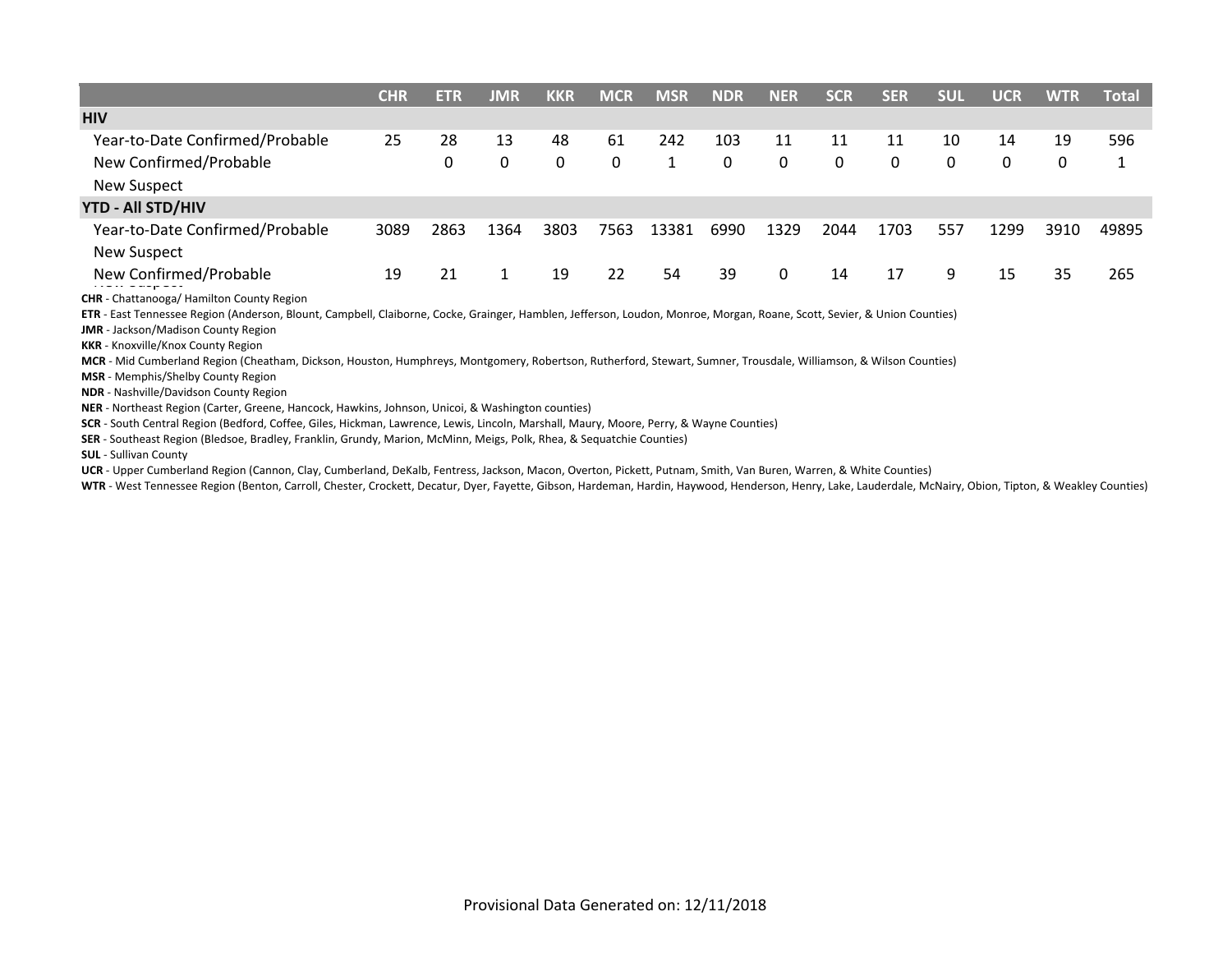| | CHR | ETR | JMR | KKR | MCR | MSR | NDR | NER | SCR | SER | SUL | UCR | WTR | Total |
|---|---|---|---|---|---|---|---|---|---|---|---|---|---|---|
| **HIV** | | | | | | | | | | | | | | |
| Year-to-Date Confirmed/Probable | 25 | 28 | 13 | 48 | 61 | 242 | 103 | 11 | 11 | 11 | 10 | 14 | 19 | 596 |
| New Confirmed/Probable | | 0 | 0 | 0 | 0 | 1 | 0 | 0 | 0 | 0 | 0 | 0 | 0 | 1 |
| New Suspect | | | | | | | | | | | | | | |
| **YTD - All STD/HIV** | | | | | | | | | | | | | | |
| Year-to-Date Confirmed/Probable | 3089 | 2863 | 1364 | 3803 | 7563 | 13381 | 6990 | 1329 | 2044 | 1703 | 557 | 1299 | 3910 | 49895 |
| New Suspect | | | | | | | | | | | | | | |
| New Confirmed/Probable | 19 | 21 | 1 | 19 | 22 | 54 | 39 | 0 | 14 | 17 | 9 | 15 | 35 | 265 |

**CHR** - Chattanooga/ Hamilton County Region

**ETR** - East Tennessee Region (Anderson, Blount, Campbell, Claiborne, Cocke, Grainger, Hamblen, Jefferson, Loudon, Monroe, Morgan, Roane, Scott, Sevier, & Union Counties)

**JMR** - Jackson/Madison County Region

**KKR** - Knoxville/Knox County Region

**MCR** - Mid Cumberland Region (Cheatham, Dickson, Houston, Humphreys, Montgomery, Robertson, Rutherford, Stewart, Sumner, Trousdale, Williamson, & Wilson Counties)

**MSR** - Memphis/Shelby County Region

**NDR** - Nashville/Davidson County Region

**NER** - Northeast Region (Carter, Greene, Hancock, Hawkins, Johnson, Unicoi, & Washington counties)

**SCR** - South Central Region (Bedford, Coffee, Giles, Hickman, Lawrence, Lewis, Lincoln, Marshall, Maury, Moore, Perry, & Wayne Counties)

**SER** - Southeast Region (Bledsoe, Bradley, Franklin, Grundy, Marion, McMinn, Meigs, Polk, Rhea, & Sequatchie Counties)

**SUL** - Sullivan County

**UCR** - Upper Cumberland Region (Cannon, Clay, Cumberland, DeKalb, Fentress, Jackson, Macon, Overton, Pickett, Putnam, Smith, Van Buren, Warren, & White Counties)

**WTR** - West Tennessee Region (Benton, Carroll, Chester, Crockett, Decatur, Dyer, Fayette, Gibson, Hardeman, Hardin, Haywood, Henderson, Henry, Lake, Lauderdale, McNairy, Obion, Tipton, & Weakley Counties)

Provisional Data Generated on: 12/11/2018